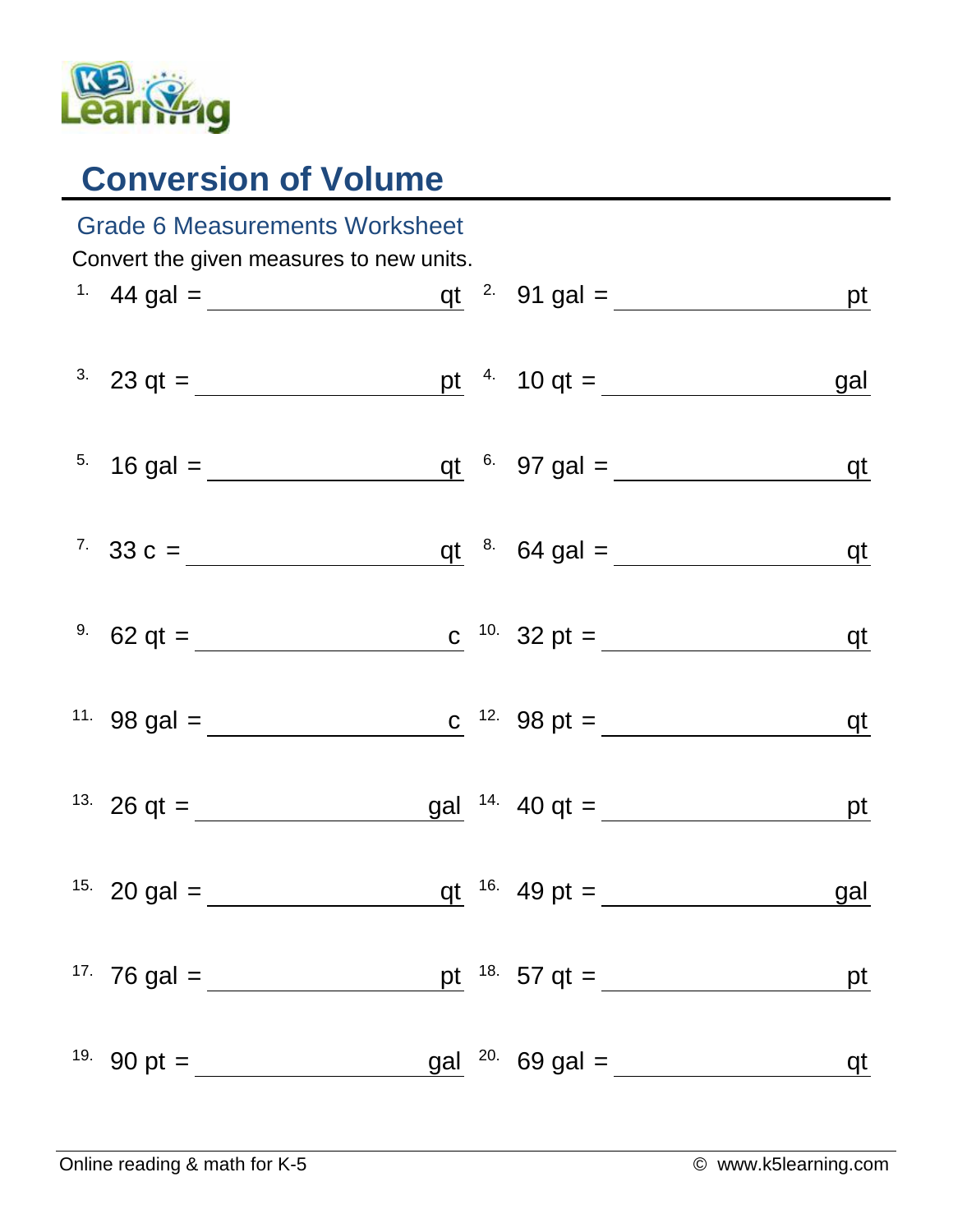# Conversion of Volume

## Grade 6 Measurements Worksheet

Convert the given measures to new units.

1. 44 gal = ________________ qt
2. 91 gal = ________________ pt
3. 23 qt = ________________ pt
4. 10 qt = ________________ gal
5. 16 gal = ________________ qt
6. 97 gal = ________________ qt
7. 33 c = ________________ qt
8. 64 gal = ________________ qt
9. 62 qt = ________________ c
10. 32 pt = ________________ qt
11. 98 gal = ________________ c
12. 98 pt = ________________ qt
13. 26 qt = ________________ gal
14. 40 qt = ________________ pt
15. 20 gal = ________________ qt
16. 49 pt = ________________ gal
17. 76 gal = ________________ pt
18. 57 qt = ________________ pt
19. 90 pt = ________________ gal
20. 69 gal = ________________ qt

Online reading & math for K-5 © www.k5learning.com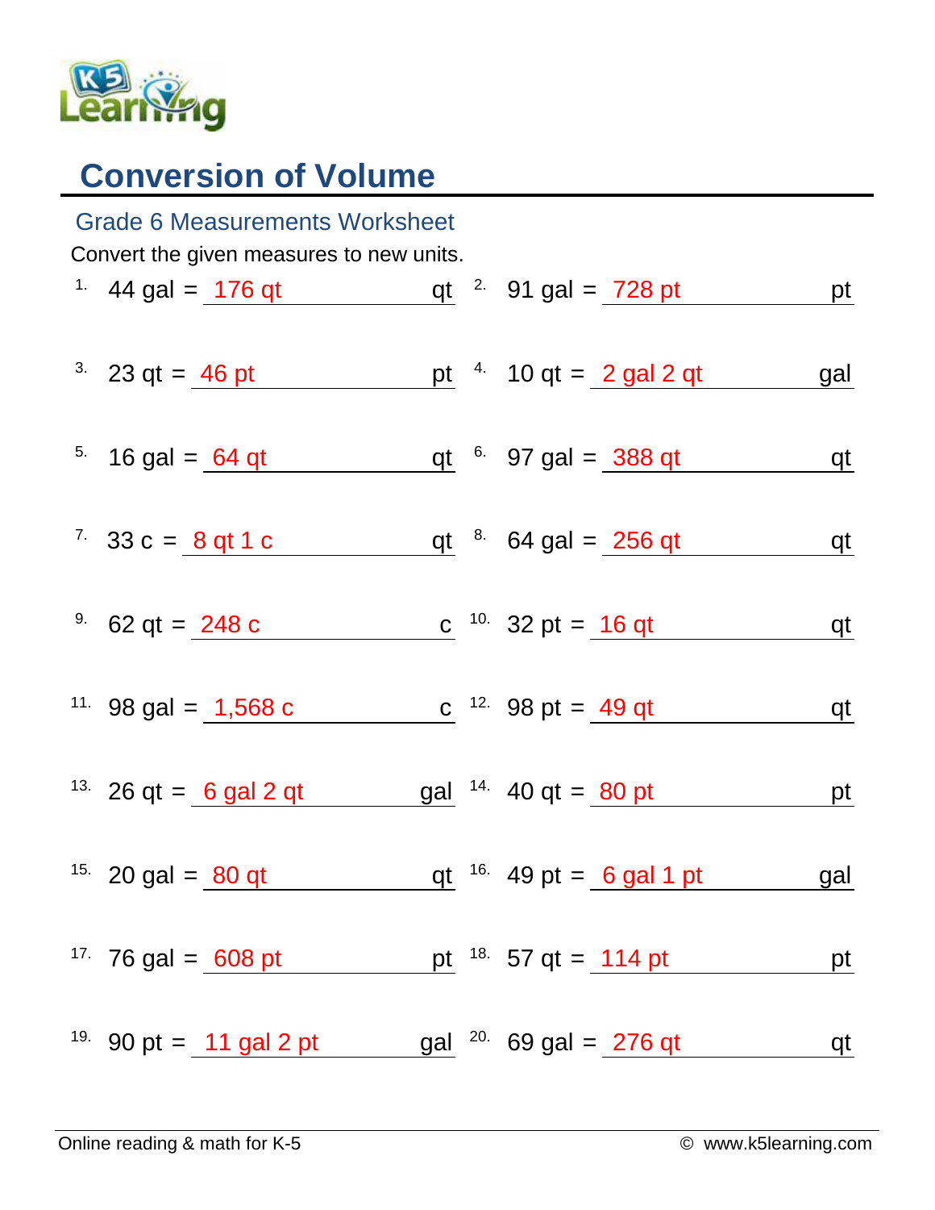# Conversion of Volume

## Grade 6 Measurements Worksheet

Convert the given measures to new units.

1. 44 gal = 176 qt qt
2. 91 gal = 728 pt pt
3. 23 qt = 46 pt pt
4. 10 qt = 2 gal 2 qt gal
5. 16 gal = 64 qt qt
6. 97 gal = 388 qt qt
7. 33 c = 8 qt 1 c qt
8. 64 gal = 256 qt qt
9. 62 qt = 248 c c
10. 32 pt = 16 qt qt
11. 98 gal = 1,568 c c
12. 98 pt = 49 qt qt
13. 26 qt = 6 gal 2 qt gal
14. 40 qt = 80 pt pt
15. 20 gal = 80 qt qt
16. 49 pt = 6 gal 1 pt gal
17. 76 gal = 608 pt pt
18. 57 qt = 114 pt pt
19. 90 pt = 11 gal 2 pt gal
20. 69 gal = 276 qt qt